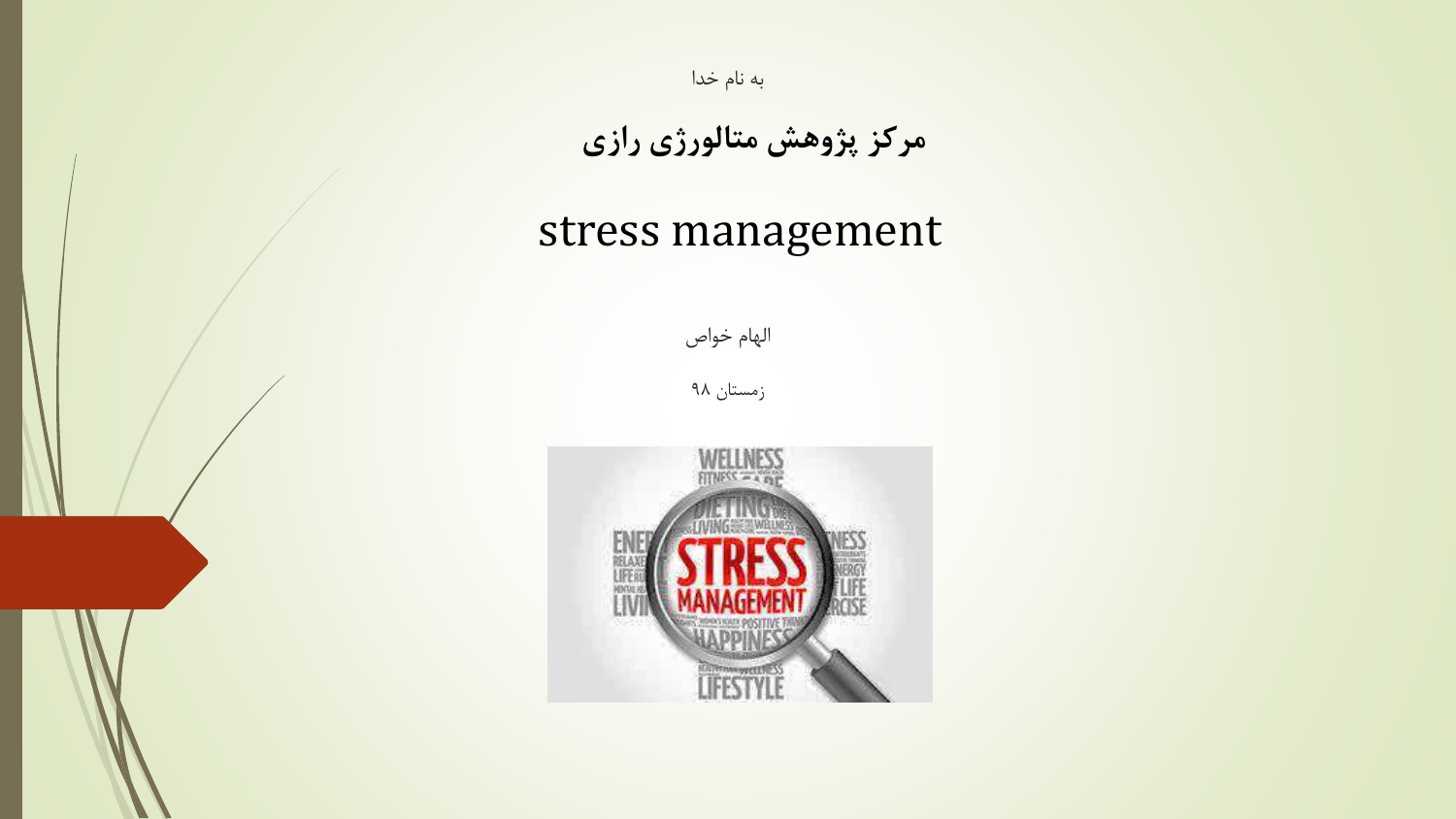به نام خدا

# مرکز پژوهش متالورژی رازی

# stress management

الهام خواص

زمستان ۹۸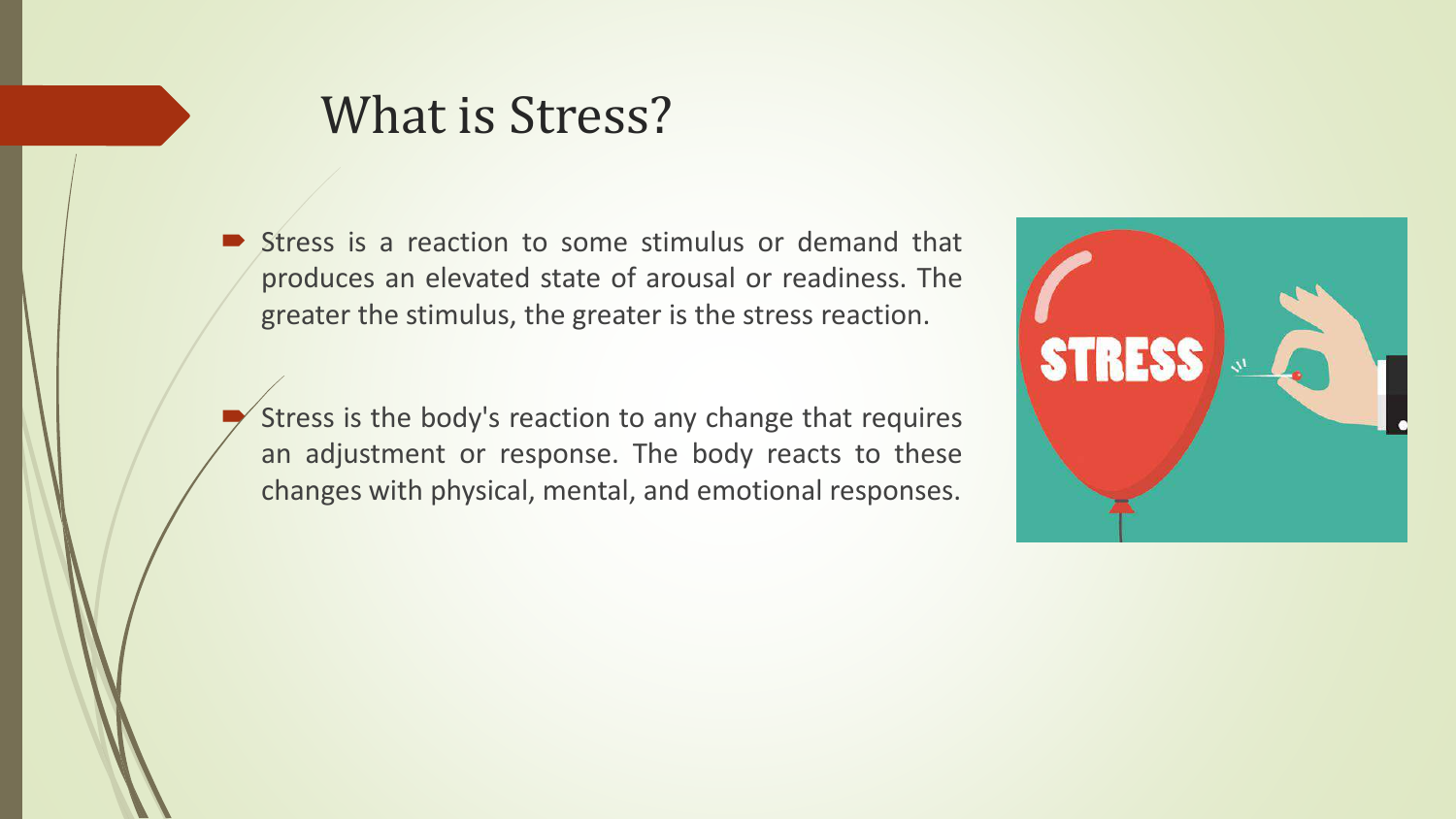# What is Stress?

- Stress is a reaction to some stimulus or demand that produces an elevated state of arousal or readiness. The greater the stimulus, the greater is the stress reaction.

- Stress is the body's reaction to any change that requires an adjustment or response. The body reacts to these changes with physical, mental, and emotional responses.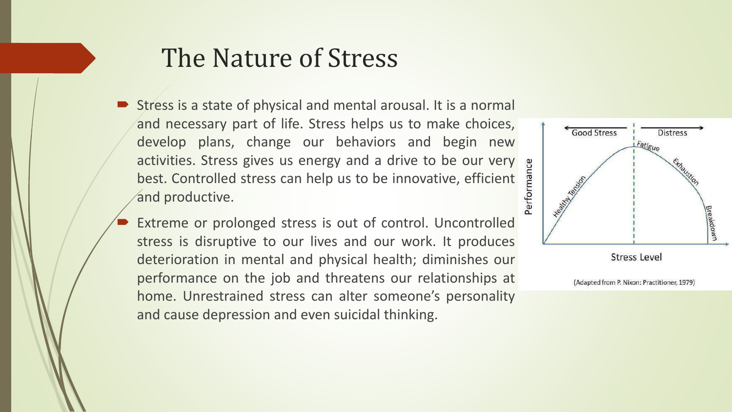# The Nature of Stress

- Stress is a state of physical and mental arousal. It is a normal and necessary part of life. Stress helps us to make choices, develop plans, change our behaviors and begin new activities. Stress gives us energy and a drive to be our very best. Controlled stress can help us to be innovative, efficient and productive.
- Extreme or prolonged stress is out of control. Uncontrolled stress is disruptive to our lives and our work. It produces deterioration in mental and physical health; diminishes our performance on the job and threatens our relationships at home. Unrestrained stress can alter someone's personality and cause depression and even suicidal thinking.

(Adapted from P. Nixon: Practitioner, 1979)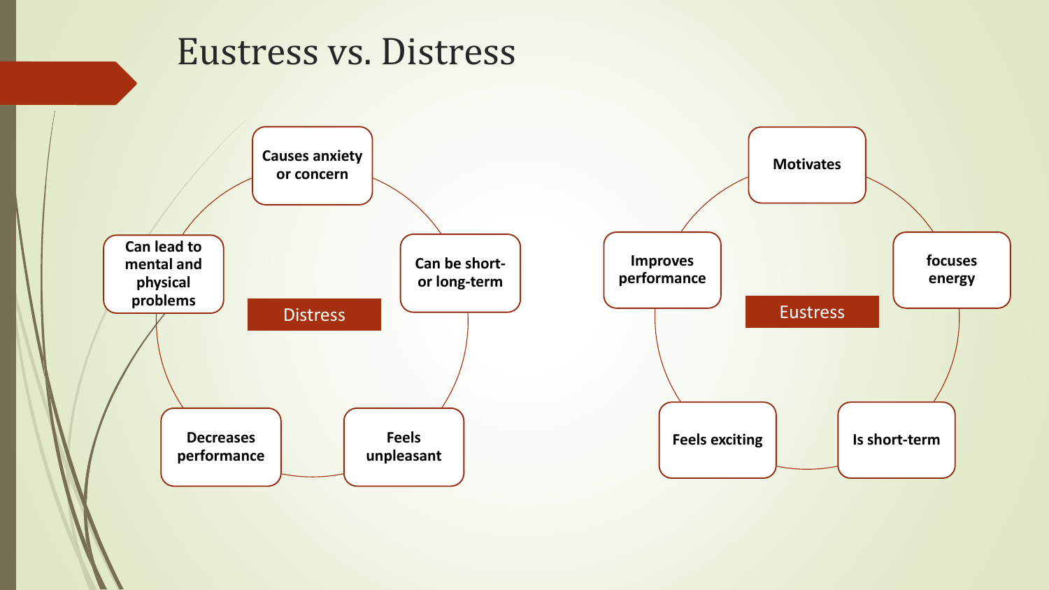# Eustress vs. Distress

## Distress

- Causes anxiety or concern
- Can be short- or long-term
- Feels unpleasant
- Decreases performance
- Can lead to mental and physical problems

## Eustress

- Motivates
- focuses energy
- Is short-term
- Feels exciting
- Improves performance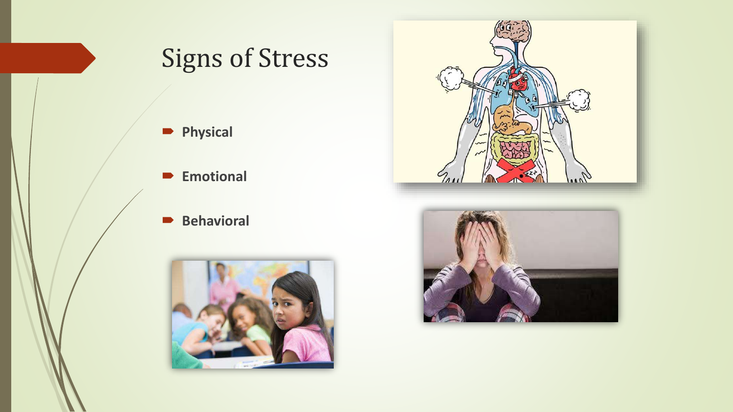# Signs of Stress

- **Physical**
- **Emotional**
- **Behavioral**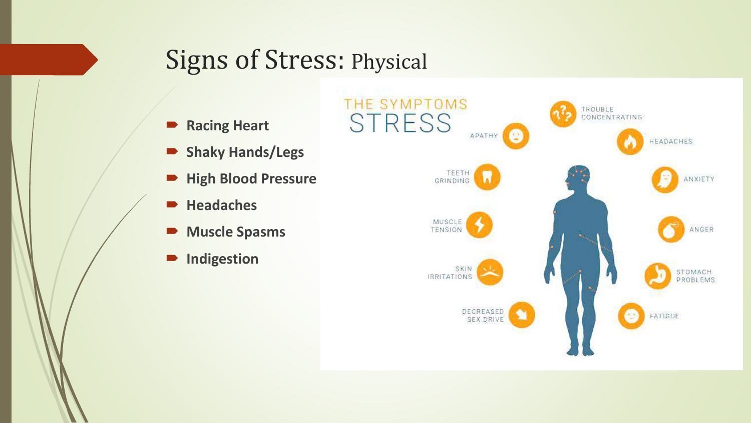# Signs of Stress: Physical

- **Racing Heart**
- **Shaky Hands/Legs**
- **High Blood Pressure**
- **Headaches**
- **Muscle Spasms**
- **Indigestion**

THE SYMPTOMS
STRESS

- APATHY
- TROUBLE CONCENTRATING
- HEADACHES
- TEETH GRINDING
- ANXIETY
- MUSCLE TENSION
- ANGER
- SKIN IRRITATIONS
- STOMACH PROBLEMS
- DECREASED SEX DRIVE
- FATIGUE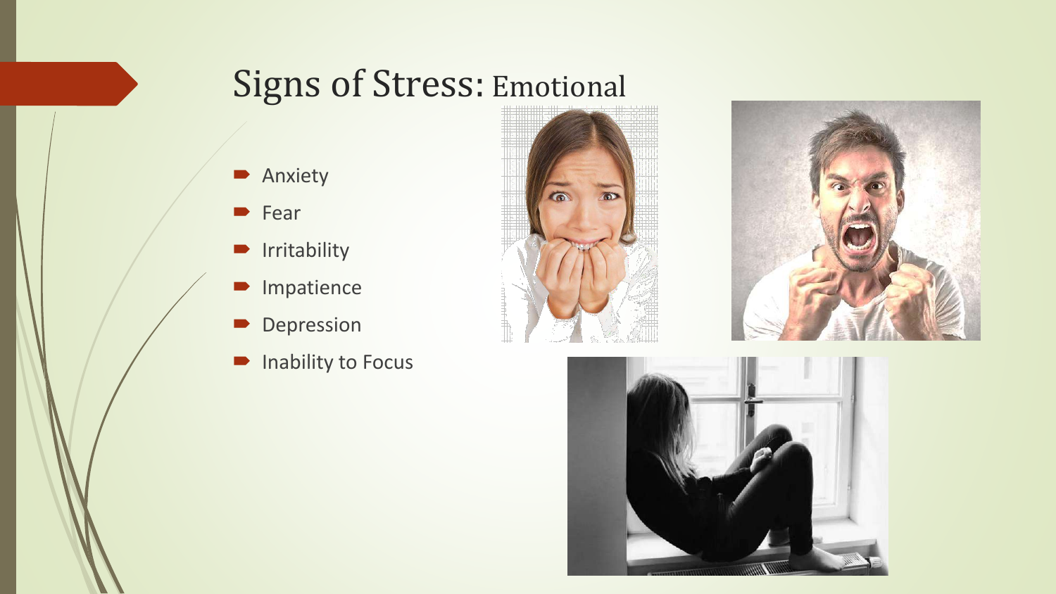# Signs of Stress: Emotional

- Anxiety
- Fear
- Irritability
- Impatience
- Depression
- Inability to Focus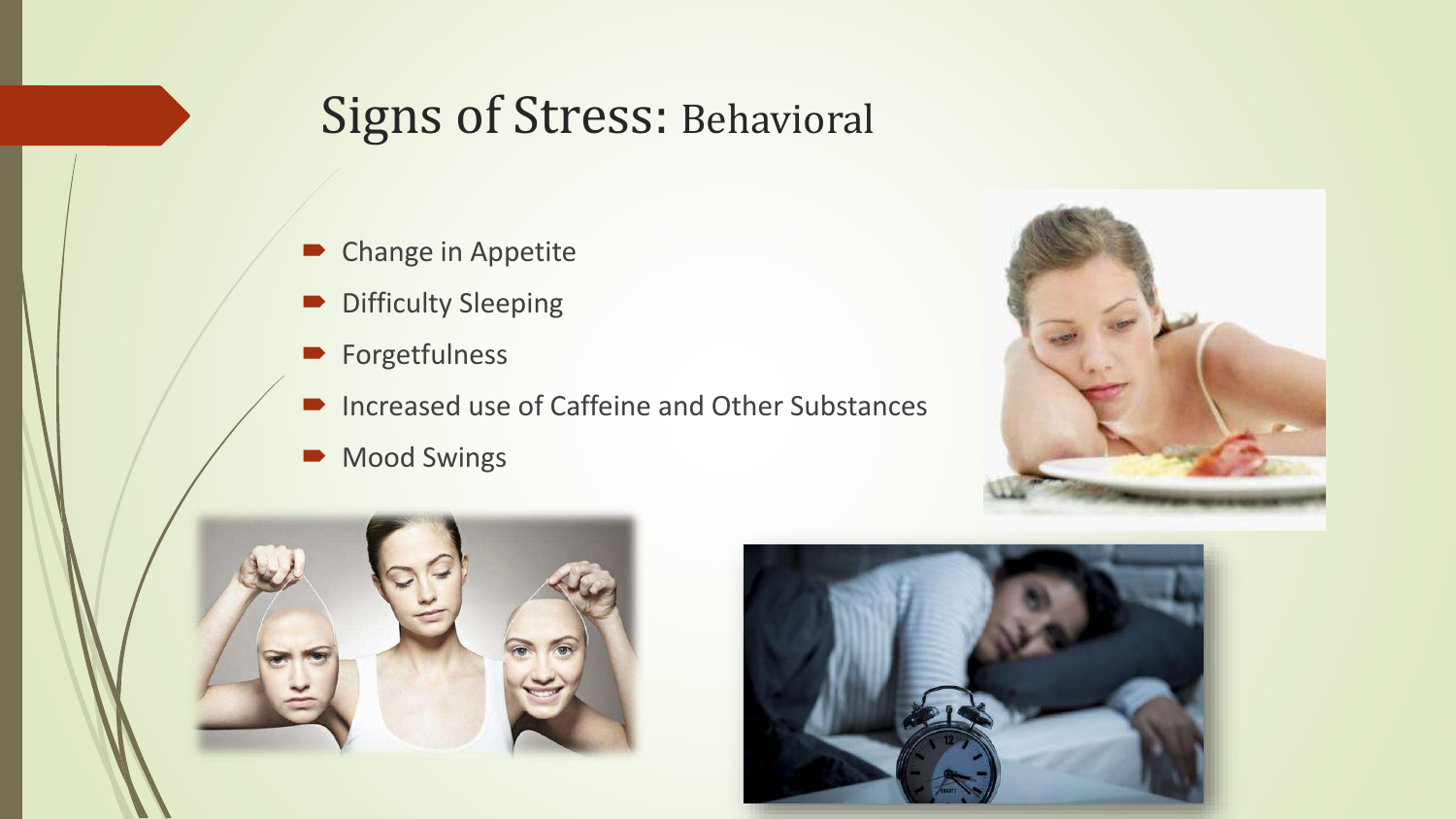# Signs of Stress: Behavioral

- Change in Appetite
- Difficulty Sleeping
- Forgetfulness
- Increased use of Caffeine and Other Substances
- Mood Swings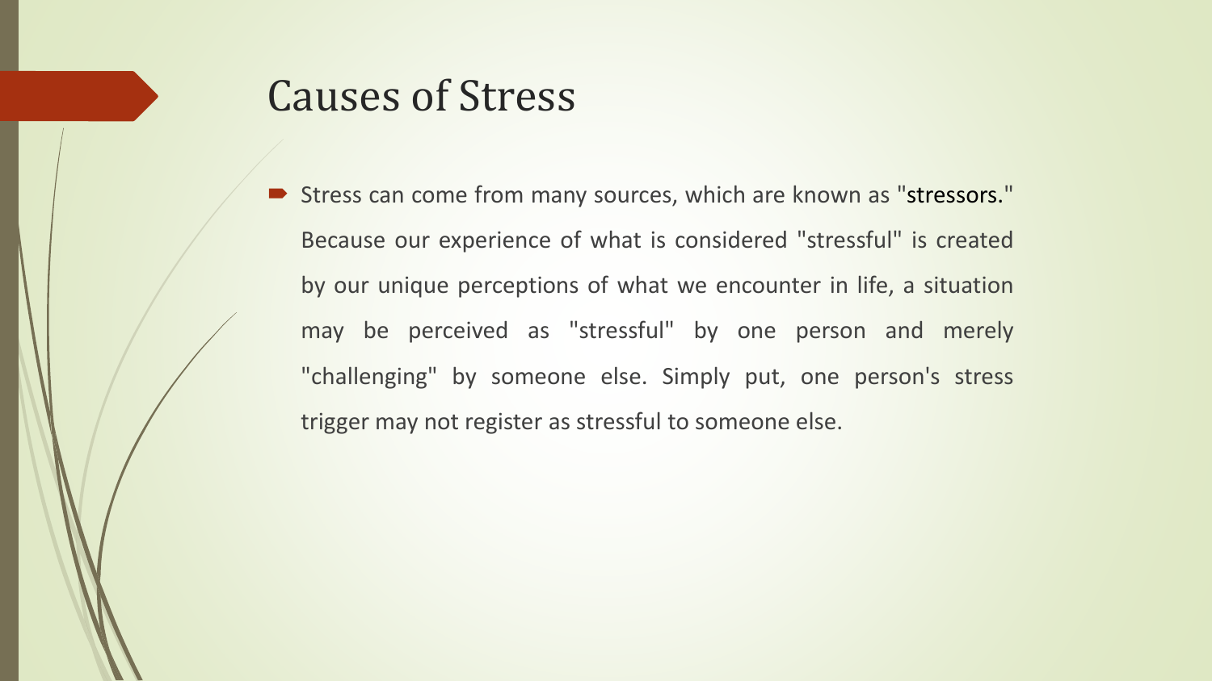# Causes of Stress

- Stress can come from many sources, which are known as "stressors." Because our experience of what is considered "stressful" is created by our unique perceptions of what we encounter in life, a situation may be perceived as "stressful" by one person and merely "challenging" by someone else. Simply put, one person's stress trigger may not register as stressful to someone else.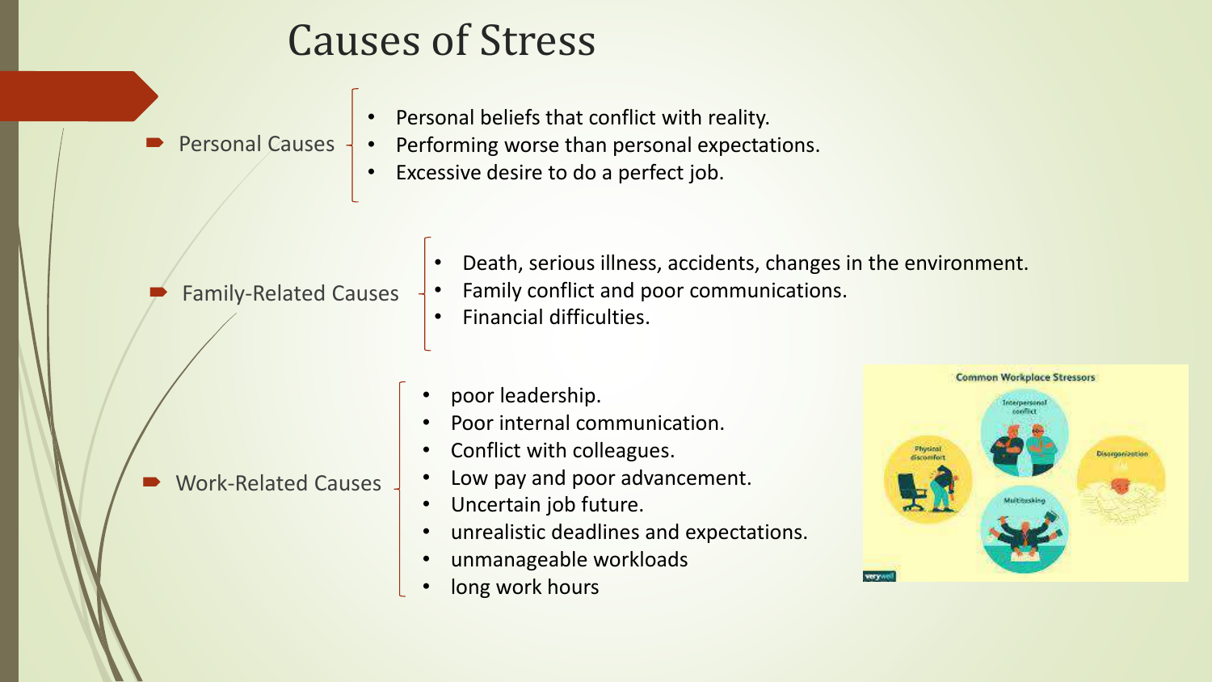# Causes of Stress

- Personal Causes
  - Personal beliefs that conflict with reality.
  - Performing worse than personal expectations.
  - Excessive desire to do a perfect job.

- Family-Related Causes
  - Death, serious illness, accidents, changes in the environment.
  - Family conflict and poor communications.
  - Financial difficulties.

- Work-Related Causes
  - poor leadership.
  - Poor internal communication.
  - Conflict with colleagues.
  - Low pay and poor advancement.
  - Uncertain job future.
  - unrealistic deadlines and expectations.
  - unmanageable workloads
  - long work hours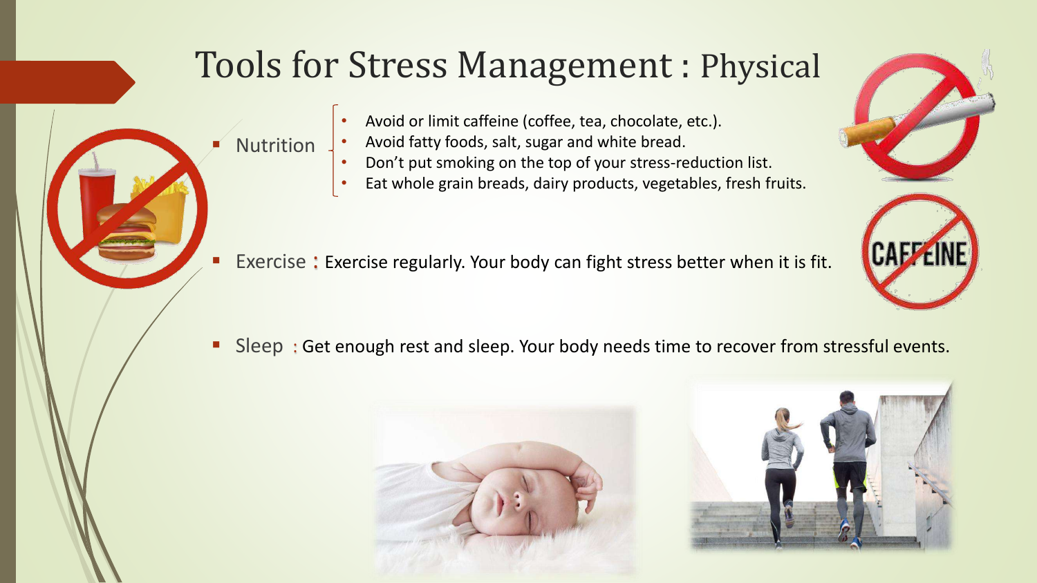# Tools for Stress Management : Physical

- Nutrition
  - Avoid or limit caffeine (coffee, tea, chocolate, etc.).
  - Avoid fatty foods, salt, sugar and white bread.
  - Don't put smoking on the top of your stress-reduction list.
  - Eat whole grain breads, dairy products, vegetables, fresh fruits.
- Exercise : Exercise regularly. Your body can fight stress better when it is fit.
- Sleep : Get enough rest and sleep. Your body needs time to recover from stressful events.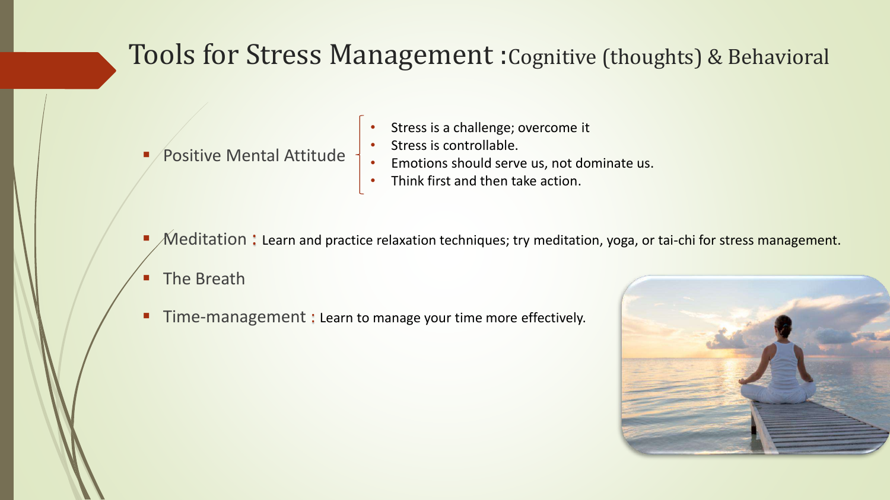# Tools for Stress Management : Cognitive (thoughts) & Behavioral

- Positive Mental Attitude
  - Stress is a challenge; overcome it
  - Stress is controllable.
  - Emotions should serve us, not dominate us.
  - Think first and then take action.

- Meditation : Learn and practice relaxation techniques; try meditation, yoga, or tai-chi for stress management.

- The Breath

- Time-management : Learn to manage your time more effectively.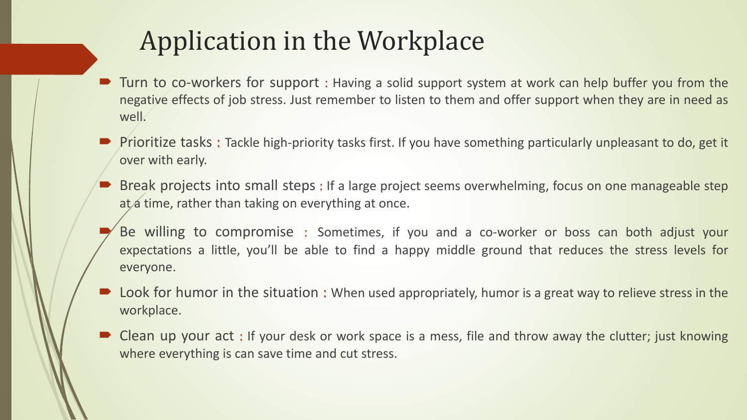# Application in the Workplace

- Turn to co-workers for support : Having a solid support system at work can help buffer you from the negative effects of job stress. Just remember to listen to them and offer support when they are in need as well.
- Prioritize tasks : Tackle high-priority tasks first. If you have something particularly unpleasant to do, get it over with early.
- Break projects into small steps : If a large project seems overwhelming, focus on one manageable step at a time, rather than taking on everything at once.
- Be willing to compromise : Sometimes, if you and a co-worker or boss can both adjust your expectations a little, you'll be able to find a happy middle ground that reduces the stress levels for everyone.
- Look for humor in the situation : When used appropriately, humor is a great way to relieve stress in the workplace.
- Clean up your act : If your desk or work space is a mess, file and throw away the clutter; just knowing where everything is can save time and cut stress.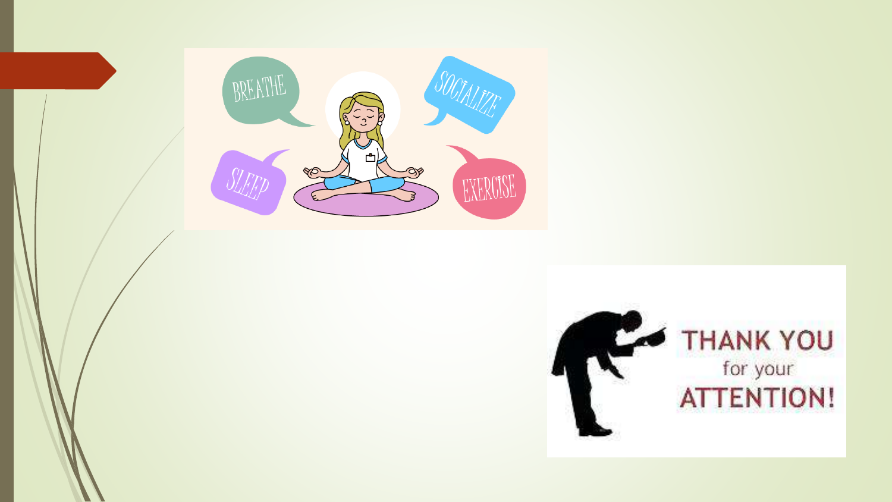BREATHE

SOCIALIZE

SLEEP

EXERCISE

THANK YOU
for your
ATTENTION!